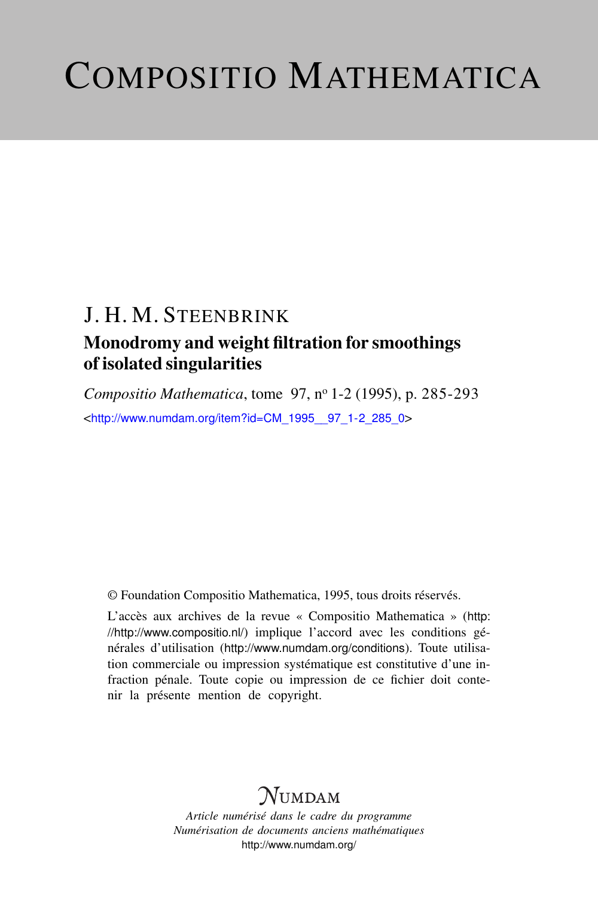# Compositio Mathematica

J. H. M. Steenbrink

## Monodromy and weight filtration for smoothings of isolated singularities

*Compositio Mathematica*, tome 97, nº 1-2 (1995), p. 285-293

<http://www.numdam.org/item?id=CM_1995__97_1-2_285_0>

© Foundation Compositio Mathematica, 1995, tous droits réservés.

L'accès aux archives de la revue « Compositio Mathematica » (http://http://www.compositio.nl/) implique l'accord avec les conditions générales d'utilisation (http://www.numdam.org/conditions). Toute utilisation commerciale ou impression systématique est constitutive d'une infraction pénale. Toute copie ou impression de ce fichier doit contenir la présente mention de copyright.

Numdam

*Article numérisé dans le cadre du programme*
*Numérisation de documents anciens mathématiques*
http://www.numdam.org/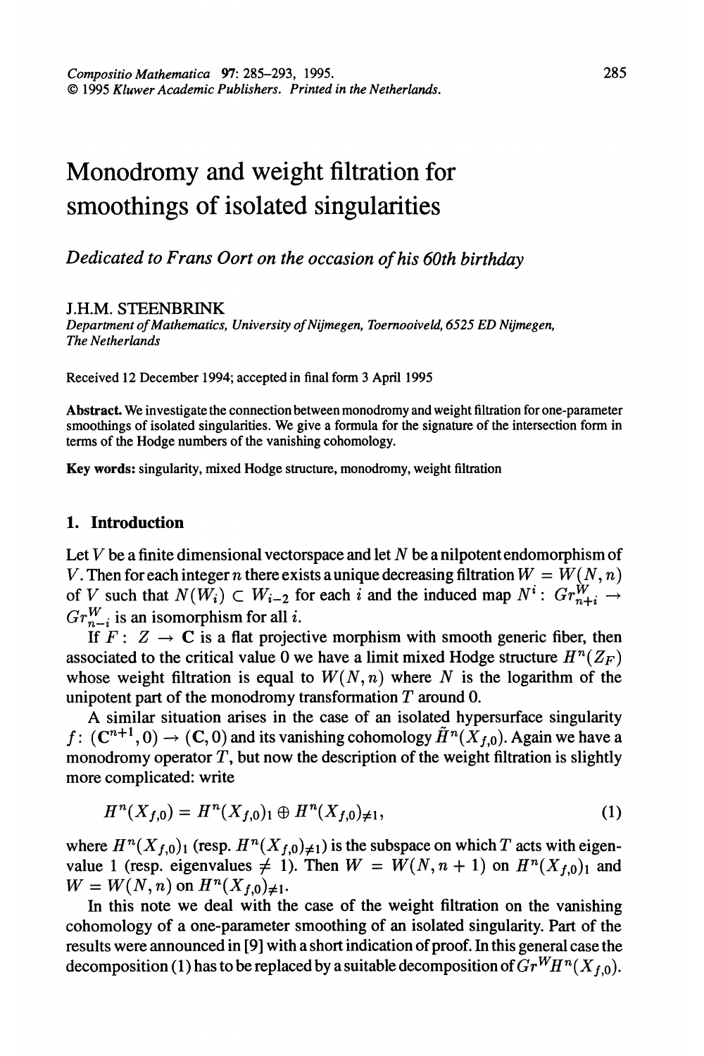*Compositio Mathematica* **97**: 285–293, 1995.
© 1995 *Kluwer Academic Publishers. Printed in the Netherlands.*

# Monodromy and weight filtration for smoothings of isolated singularities

*Dedicated to Frans Oort on the occasion of his 60th birthday*

J.H.M. STEENBRINK

*Department of Mathematics, University of Nijmegen, Toernooiveld, 6525 ED Nijmegen, The Netherlands*

Received 12 December 1994; accepted in final form 3 April 1995

**Abstract.** We investigate the connection between monodromy and weight filtration for one-parameter smoothings of isolated singularities. We give a formula for the signature of the intersection form in terms of the Hodge numbers of the vanishing cohomology.

**Key words:** singularity, mixed Hodge structure, monodromy, weight filtration

## 1. Introduction

Let $V$ be a finite dimensional vectorspace and let $N$ be a nilpotent endomorphism of $V$. Then for each integer $n$ there exists a unique decreasing filtration $W = W(N, n)$ of $V$ such that $N(W_i) \subset W_{i-2}$ for each $i$ and the induced map $N^i\colon Gr^W_{n+i} \to Gr^W_{n-i}$ is an isomorphism for all $i$.

If $F\colon Z \to \mathbf{C}$ is a flat projective morphism with smooth generic fiber, then associated to the critical value 0 we have a limit mixed Hodge structure $H^n(Z_F)$ whose weight filtration is equal to $W(N, n)$ where $N$ is the logarithm of the unipotent part of the monodromy transformation $T$ around 0.

A similar situation arises in the case of an isolated hypersurface singularity $f\colon (\mathbf{C}^{n+1}, 0) \to (\mathbf{C}, 0)$ and its vanishing cohomology $\tilde{H}^n(X_{f,0})$. Again we have a monodromy operator $T$, but now the description of the weight filtration is slightly more complicated: write

$$H^n(X_{f,0}) = H^n(X_{f,0})_1 \oplus H^n(X_{f,0})_{\neq 1}, \tag{1}$$

where $H^n(X_{f,0})_1$ (resp. $H^n(X_{f,0})_{\neq 1}$) is the subspace on which $T$ acts with eigenvalue 1 (resp. eigenvalues $\neq 1$). Then $W = W(N, n+1)$ on $H^n(X_{f,0})_1$ and $W = W(N, n)$ on $H^n(X_{f,0})_{\neq 1}$.

In this note we deal with the case of the weight filtration on the vanishing cohomology of a one-parameter smoothing of an isolated singularity. Part of the results were announced in [9] with a short indication of proof. In this general case the decomposition (1) has to be replaced by a suitable decomposition of $Gr^W H^n(X_{f,0})$.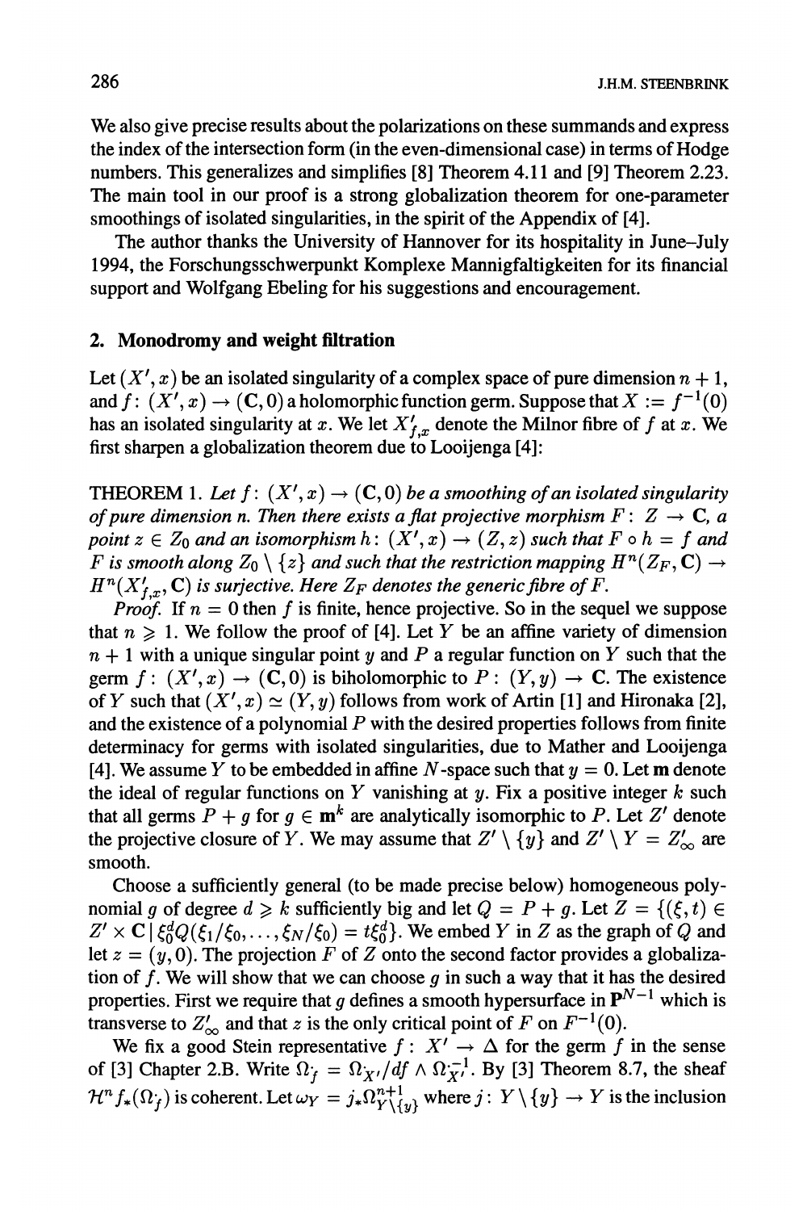We also give precise results about the polarizations on these summands and express the index of the intersection form (in the even-dimensional case) in terms of Hodge numbers. This generalizes and simplifies [8] Theorem 4.11 and [9] Theorem 2.23. The main tool in our proof is a strong globalization theorem for one-parameter smoothings of isolated singularities, in the spirit of the Appendix of [4].

The author thanks the University of Hannover for its hospitality in June–July 1994, the Forschungsschwerpunkt Komplexe Mannigfaltigkeiten for its financial support and Wolfgang Ebeling for his suggestions and encouragement.

## 2. Monodromy and weight filtration

Let $(X', x)$ be an isolated singularity of a complex space of pure dimension $n+1$, and $f\colon (X', x) \to (\mathbf{C}, 0)$ a holomorphic function germ. Suppose that $X := f^{-1}(0)$ has an isolated singularity at $x$. We let $X'_{f,x}$ denote the Milnor fibre of $f$ at $x$. We first sharpen a globalization theorem due to Looijenga [4]:

THEOREM 1. *Let $f\colon (X', x) \to (\mathbf{C}, 0)$ be a smoothing of an isolated singularity of pure dimension $n$. Then there exists a flat projective morphism $F\colon Z \to \mathbf{C}$, a point $z \in Z_0$ and an isomorphism $h\colon (X', x) \to (Z, z)$ such that $F \circ h = f$ and $F$ is smooth along $Z_0 \setminus \{z\}$ and such that the restriction mapping $H^n(Z_F, \mathbf{C}) \to H^n(X'_{f,x}, \mathbf{C})$ is surjective. Here $Z_F$ denotes the generic fibre of $F$.*

*Proof.* If $n = 0$ then $f$ is finite, hence projective. So in the sequel we suppose that $n \geqslant 1$. We follow the proof of [4]. Let $Y$ be an affine variety of dimension $n+1$ with a unique singular point $y$ and $P$ a regular function on $Y$ such that the germ $f\colon (X', x) \to (\mathbf{C}, 0)$ is biholomorphic to $P\colon (Y, y) \to \mathbf{C}$. The existence of $Y$ such that $(X', x) \simeq (Y, y)$ follows from work of Artin [1] and Hironaka [2], and the existence of a polynomial $P$ with the desired properties follows from finite determinacy for germs with isolated singularities, due to Mather and Looijenga [4]. We assume $Y$ to be embedded in affine $N$-space such that $y = 0$. Let $\mathbf{m}$ denote the ideal of regular functions on $Y$ vanishing at $y$. Fix a positive integer $k$ such that all germs $P + g$ for $g \in \mathbf{m}^k$ are analytically isomorphic to $P$. Let $Z'$ denote the projective closure of $Y$. We may assume that $Z' \setminus \{y\}$ and $Z' \setminus Y = Z'_\infty$ are smooth.

Choose a sufficiently general (to be made precise below) homogeneous polynomial $g$ of degree $d \geqslant k$ sufficiently big and let $Q = P + g$. Let $Z = \{(\xi, t) \in Z' \times \mathbf{C} \mid \xi_0^d Q(\xi_1/\xi_0, \ldots, \xi_N/\xi_0) = t\xi_0^d\}$. We embed $Y$ in $Z$ as the graph of $Q$ and let $z = (y, 0)$. The projection $F$ of $Z$ onto the second factor provides a globalization of $f$. We will show that we can choose $g$ in such a way that it has the desired properties. First we require that $g$ defines a smooth hypersurface in $\mathbf{P}^{N-1}$ which is transverse to $Z'_\infty$ and that $z$ is the only critical point of $F$ on $F^{-1}(0)$.

We fix a good Stein representative $f\colon X' \to \Delta$ for the germ $f$ in the sense of [3] Chapter 2.B. Write $\Omega^\cdot_f = \Omega^\cdot_{X'}/df \wedge \Omega^{\cdot-1}_{X'}$. By [3] Theorem 8.7, the sheaf $\mathcal{H}^n f_*(\Omega^\cdot_f)$ is coherent. Let $\omega_Y = j_*\Omega^{n+1}_{Y\setminus\{y\}}$ where $j\colon Y \setminus \{y\} \to Y$ is the inclusion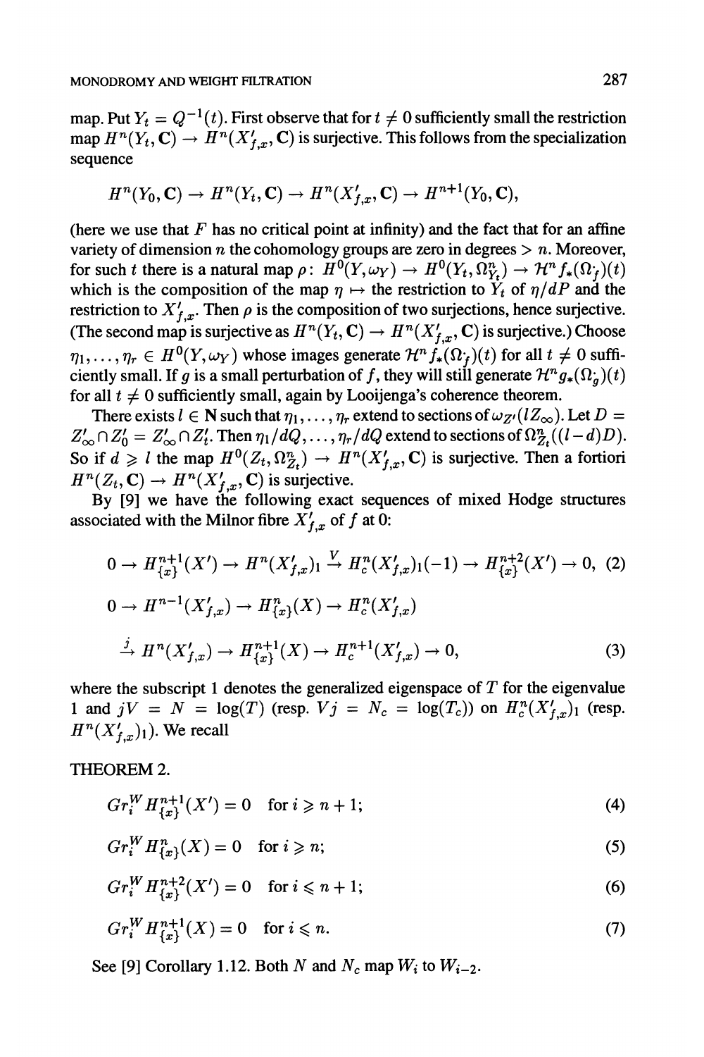map. Put $Y_t = Q^{-1}(t)$. First observe that for $t \neq 0$ sufficiently small the restriction map $H^n(Y_t, \mathbf{C}) \to H^n(X'_{f,x}, \mathbf{C})$ is surjective. This follows from the specialization sequence

$$H^n(Y_0, \mathbf{C}) \to H^n(Y_t, \mathbf{C}) \to H^n(X'_{f,x}, \mathbf{C}) \to H^{n+1}(Y_0, \mathbf{C}),$$

(here we use that $F$ has no critical point at infinity) and the fact that for an affine variety of dimension $n$ the cohomology groups are zero in degrees $> n$. Moreover, for such $t$ there is a natural map $\rho\colon H^0(Y, \omega_Y) \to H^0(Y_t, \Omega^n_{Y_t}) \to \mathcal{H}^n f_*(\Omega^{\cdot}_f)(t)$ which is the composition of the map $\eta \mapsto$ the restriction to $Y_t$ of $\eta/dP$ and the restriction to $X'_{f,x}$. Then $\rho$ is the composition of two surjections, hence surjective. (The second map is surjective as $H^n(Y_t, \mathbf{C}) \to H^n(X'_{f,x}, \mathbf{C})$ is surjective.) Choose $\eta_1, \ldots, \eta_r \in H^0(Y, \omega_Y)$ whose images generate $\mathcal{H}^n f_*(\Omega^{\cdot}_f)(t)$ for all $t \neq 0$ sufficiently small. If $g$ is a small perturbation of $f$, they will still generate $\mathcal{H}^n g_*(\Omega^{\cdot}_g)(t)$ for all $t \neq 0$ sufficiently small, again by Looijenga's coherence theorem.

There exists $l \in \mathbf{N}$ such that $\eta_1, \ldots, \eta_r$ extend to sections of $\omega_{Z'}(lZ_\infty)$. Let $D = Z'_\infty \cap Z'_0 = Z'_\infty \cap Z'_t$. Then $\eta_1/dQ, \ldots, \eta_r/dQ$ extend to sections of $\Omega^n_{Z_t}((l-d)D)$. So if $d \geqslant l$ the map $H^0(Z_t, \Omega^n_{Z_t}) \to H^n(X'_{f,x}, \mathbf{C})$ is surjective. Then a fortiori $H^n(Z_t, \mathbf{C}) \to H^n(X'_{f,x}, \mathbf{C})$ is surjective.

By [9] we have the following exact sequences of mixed Hodge structures associated with the Milnor fibre $X'_{f,x}$ of $f$ at 0:

$$0 \to H^{n+1}_{\{x\}}(X') \to H^n(X'_{f,x})_1 \xrightarrow{V} H^n_c(X'_{f,x})_1(-1) \to H^{n+2}_{\{x\}}(X') \to 0, \tag{2}$$

$$0 \to H^{n-1}(X'_{f,x}) \to H^n_{\{x\}}(X) \to H^n_c(X'_{f,x})$$
$$\xrightarrow{j} H^n(X'_{f,x}) \to H^{n+1}_{\{x\}}(X) \to H^{n+1}_c(X'_{f,x}) \to 0, \tag{3}$$

where the subscript 1 denotes the generalized eigenspace of $T$ for the eigenvalue 1 and $jV = N = \log(T)$ (resp. $Vj = N_c = \log(T_c)$) on $H^n_c(X'_{f,x})_1$ (resp. $H^n(X'_{f,x})_1$). We recall

THEOREM 2.

$$Gr^W_i H^{n+1}_{\{x\}}(X') = 0 \quad \text{for } i \geqslant n+1; \tag{4}$$

$$Gr^W_i H^n_{\{x\}}(X) = 0 \quad \text{for } i \geqslant n; \tag{5}$$

$$Gr^W_i H^{n+2}_{\{x\}}(X') = 0 \quad \text{for } i \leqslant n+1; \tag{6}$$

$$Gr^W_i H^{n+1}_{\{x\}}(X) = 0 \quad \text{for } i \leqslant n. \tag{7}$$

See [9] Corollary 1.12. Both $N$ and $N_c$ map $W_i$ to $W_{i-2}$.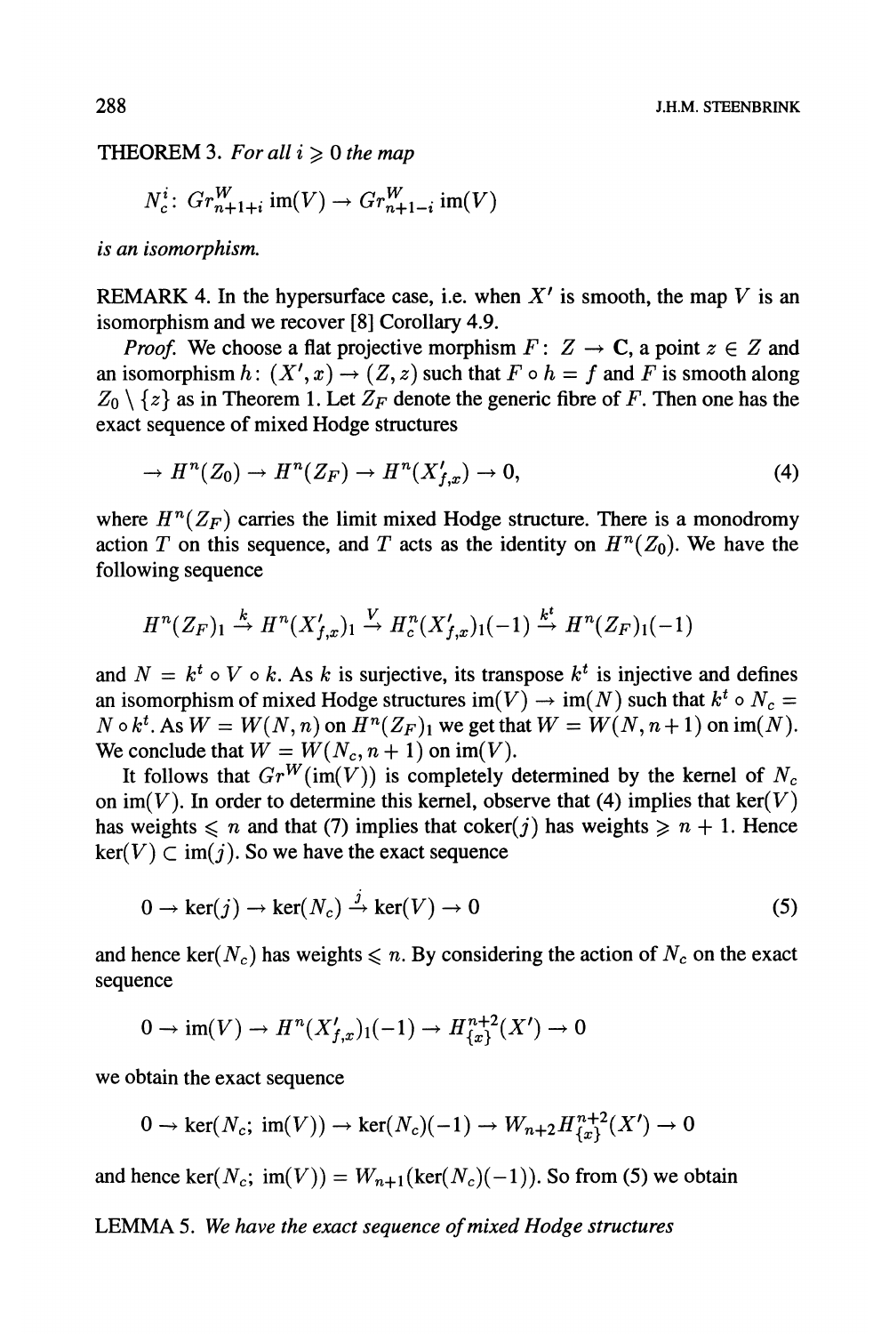THEOREM 3. *For all $i \geqslant 0$ the map*

$$N_c^i \colon Gr^W_{n+1+i}\operatorname{im}(V) \to Gr^W_{n+1-i}\operatorname{im}(V)$$

*is an isomorphism.*

REMARK 4. In the hypersurface case, i.e. when $X'$ is smooth, the map $V$ is an isomorphism and we recover [8] Corollary 4.9.

*Proof.* We choose a flat projective morphism $F\colon Z \to \mathbf{C}$, a point $z \in Z$ and an isomorphism $h\colon (X', x) \to (Z, z)$ such that $F \circ h = f$ and $F$ is smooth along $Z_0 \setminus \{z\}$ as in Theorem 1. Let $Z_F$ denote the generic fibre of $F$. Then one has the exact sequence of mixed Hodge structures

$$\to H^n(Z_0) \to H^n(Z_F) \to H^n(X'_{f,x}) \to 0, \tag{4}$$

where $H^n(Z_F)$ carries the limit mixed Hodge structure. There is a monodromy action $T$ on this sequence, and $T$ acts as the identity on $H^n(Z_0)$. We have the following sequence

$$H^n(Z_F)_1 \xrightarrow{k} H^n(X'_{f,x})_1 \xrightarrow{V} H^n_c(X'_{f,x})_1(-1) \xrightarrow{k^t} H^n(Z_F)_1(-1)$$

and $N = k^t \circ V \circ k$. As $k$ is surjective, its transpose $k^t$ is injective and defines an isomorphism of mixed Hodge structures $\operatorname{im}(V) \to \operatorname{im}(N)$ such that $k^t \circ N_c = N \circ k^t$. As $W = W(N, n)$ on $H^n(Z_F)_1$ we get that $W = W(N, n+1)$ on $\operatorname{im}(N)$. We conclude that $W = W(N_c, n+1)$ on $\operatorname{im}(V)$.

It follows that $Gr^W(\operatorname{im}(V))$ is completely determined by the kernel of $N_c$ on $\operatorname{im}(V)$. In order to determine this kernel, observe that (4) implies that $\ker(V)$ has weights $\leqslant n$ and that (7) implies that $\operatorname{coker}(j)$ has weights $\geqslant n+1$. Hence $\ker(V) \subset \operatorname{im}(j)$. So we have the exact sequence

$$0 \to \ker(j) \to \ker(N_c) \xrightarrow{j} \ker(V) \to 0 \tag{5}$$

and hence $\ker(N_c)$ has weights $\leqslant n$. By considering the action of $N_c$ on the exact sequence

$$0 \to \operatorname{im}(V) \to H^n(X'_{f,x})_1(-1) \to H^{n+2}_{\{x\}}(X') \to 0$$

we obtain the exact sequence

$$0 \to \ker(N_c;\ \operatorname{im}(V)) \to \ker(N_c)(-1) \to W_{n+2}H^{n+2}_{\{x\}}(X') \to 0$$

and hence $\ker(N_c;\ \operatorname{im}(V)) = W_{n+1}(\ker(N_c)(-1))$. So from (5) we obtain

LEMMA 5. *We have the exact sequence of mixed Hodge structures*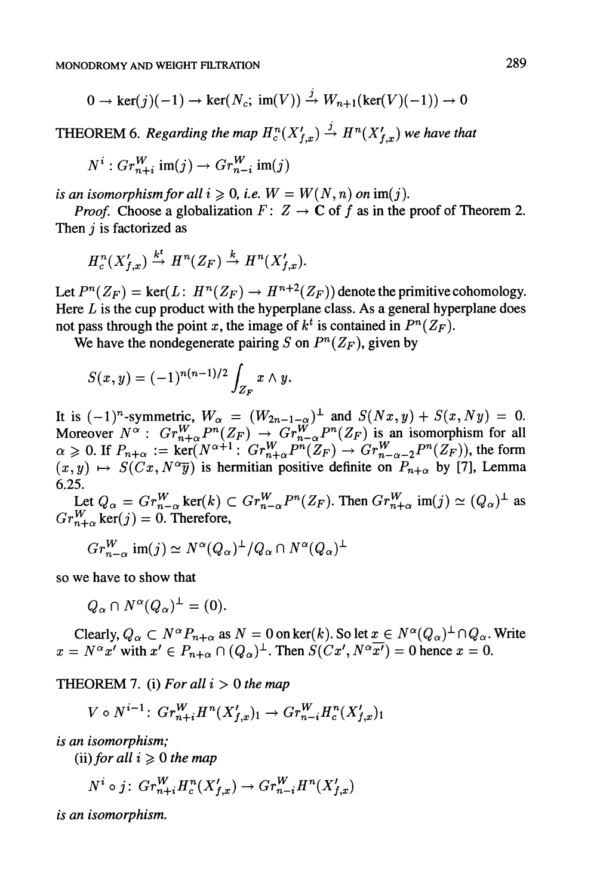$$0 \to \ker(j)(-1) \to \ker(N_c;\, \mathrm{im}(V)) \xrightarrow{j} W_{n+1}(\ker(V)(-1)) \to 0$$

THEOREM 6. *Regarding the map* $H^n_c(X'_{f,x}) \xrightarrow{j} H^n(X'_{f,x})$ *we have that*

$$N^i : Gr^W_{n+i}\,\mathrm{im}(j) \to Gr^W_{n-i}\,\mathrm{im}(j)$$

*is an isomorphism for all* $i \geqslant 0$, *i.e.* $W = W(N, n)$ *on* $\mathrm{im}(j)$.

*Proof.* Choose a globalization $F\colon Z \to \mathbf{C}$ of $f$ as in the proof of Theorem 2. Then $j$ is factorized as

$$H^n_c(X'_{f,x}) \xrightarrow{k^t} H^n(Z_F) \xrightarrow{k} H^n(X'_{f,x}).$$

Let $P^n(Z_F) = \ker(L\colon H^n(Z_F) \to H^{n+2}(Z_F))$ denote the primitive cohomology. Here $L$ is the cup product with the hyperplane class. As a general hyperplane does not pass through the point $x$, the image of $k^t$ is contained in $P^n(Z_F)$.

We have the nondegenerate pairing $S$ on $P^n(Z_F)$, given by

$$S(x, y) = (-1)^{n(n-1)/2} \int_{Z_F} x \wedge y.$$

It is $(-1)^n$-symmetric, $W_\alpha = (W_{2n-1-\alpha})^\perp$ and $S(Nx, y) + S(x, Ny) = 0$. Moreover $N^\alpha : Gr^W_{n+\alpha}P^n(Z_F) \to Gr^W_{n-\alpha}P^n(Z_F)$ is an isomorphism for all $\alpha \geqslant 0$. If $P_{n+\alpha} := \ker(N^{\alpha+1}\colon Gr^W_{n+\alpha}P^n(Z_F) \to Gr^W_{n-\alpha-2}P^n(Z_F))$, the form $(x, y) \mapsto S(Cx, N^\alpha \overline{y})$ is hermitian positive definite on $P_{n+\alpha}$ by [7], Lemma 6.25.

Let $Q_\alpha = Gr^W_{n-\alpha}\ker(k) \subset Gr^W_{n-\alpha}P^n(Z_F)$. Then $Gr^W_{n+\alpha}\,\mathrm{im}(j) \simeq (Q_\alpha)^\perp$ as $Gr^W_{n+\alpha}\ker(j) = 0$. Therefore,

$$Gr^W_{n-\alpha}\,\mathrm{im}(j) \simeq N^\alpha(Q_\alpha)^\perp / Q_\alpha \cap N^\alpha(Q_\alpha)^\perp$$

so we have to show that

$$Q_\alpha \cap N^\alpha(Q_\alpha)^\perp = (0).$$

Clearly, $Q_\alpha \subset N^\alpha P_{n+\alpha}$ as $N = 0$ on $\ker(k)$. So let $x \in N^\alpha(Q_\alpha)^\perp \cap Q_\alpha$. Write $x = N^\alpha x'$ with $x' \in P_{n+\alpha} \cap (Q_\alpha)^\perp$. Then $S(Cx', N^\alpha \overline{x'}) = 0$ hence $x = 0$.

THEOREM 7. (i) *For all* $i > 0$ *the map*

$$V \circ N^{i-1}\colon Gr^W_{n+i}H^n(X'_{f,x})_1 \to Gr^W_{n-i}H^n_c(X'_{f,x})_1$$

*is an isomorphism;*

(ii) *for all* $i \geqslant 0$ *the map*

$$N^i \circ j\colon Gr^W_{n+i}H^n_c(X'_{f,x}) \to Gr^W_{n-i}H^n(X'_{f,x})$$

*is an isomorphism.*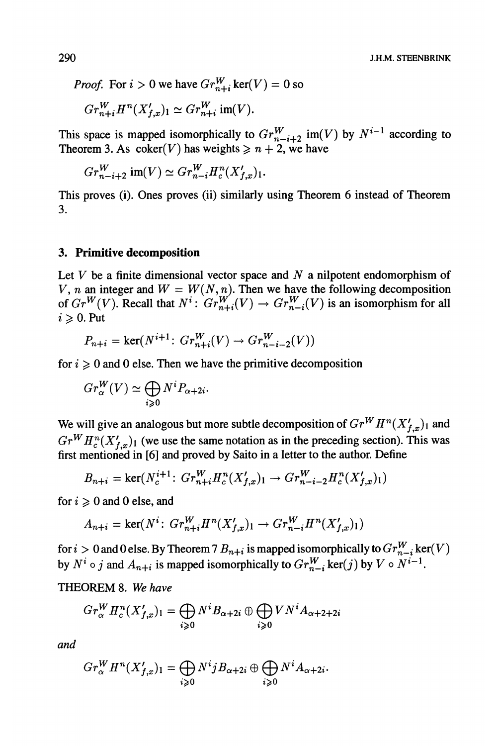*Proof.* For $i > 0$ we have $Gr^W_{n+i} \ker(V) = 0$ so

$$Gr^W_{n+i} H^n(X'_{f,x})_1 \simeq Gr^W_{n+i} \operatorname{im}(V).$$

This space is mapped isomorphically to $Gr^W_{n-i+2} \operatorname{im}(V)$ by $N^{i-1}$ according to Theorem 3. As $\operatorname{coker}(V)$ has weights $\geqslant n+2$, we have

$$Gr^W_{n-i+2} \operatorname{im}(V) \simeq Gr^W_{n-i} H^n_c(X'_{f,x})_1.$$

This proves (i). Ones proves (ii) similarly using Theorem 6 instead of Theorem 3.

## 3. Primitive decomposition

Let $V$ be a finite dimensional vector space and $N$ a nilpotent endomorphism of $V$, $n$ an integer and $W = W(N, n)$. Then we have the following decomposition of $Gr^W(V)$. Recall that $N^i \colon Gr^W_{n+i}(V) \to Gr^W_{n-i}(V)$ is an isomorphism for all $i \geqslant 0$. Put

$$P_{n+i} = \ker(N^{i+1} \colon Gr^W_{n+i}(V) \to Gr^W_{n-i-2}(V))$$

for $i \geqslant 0$ and 0 else. Then we have the primitive decomposition

$$Gr^W_\alpha(V) \simeq \bigoplus_{i \geqslant 0} N^i P_{\alpha+2i}.$$

We will give an analogous but more subtle decomposition of $Gr^W H^n(X'_{f,x})_1$ and $Gr^W H^n_c(X'_{f,x})_1$ (we use the same notation as in the preceding section). This was first mentioned in [6] and proved by Saito in a letter to the author. Define

$$B_{n+i} = \ker(N_c^{i+1} \colon Gr^W_{n+i} H^n_c(X'_{f,x})_1 \to Gr^W_{n-i-2} H^n_c(X'_{f,x})_1)$$

for $i \geqslant 0$ and 0 else, and

$$A_{n+i} = \ker(N^i \colon Gr^W_{n+i} H^n(X'_{f,x})_1 \to Gr^W_{n-i} H^n(X'_{f,x})_1)$$

for $i > 0$ and 0 else. By Theorem 7 $B_{n+i}$ is mapped isomorphically to $Gr^W_{n-i} \ker(V)$ by $N^i \circ j$ and $A_{n+i}$ is mapped isomorphically to $Gr^W_{n-i} \ker(j)$ by $V \circ N^{i-1}$.

THEOREM 8. *We have*

$$Gr^W_\alpha H^n_c(X'_{f,x})_1 = \bigoplus_{i \geqslant 0} N^i B_{\alpha+2i} \oplus \bigoplus_{i \geqslant 0} V N^i A_{\alpha+2+2i}$$

*and*

$$Gr^W_\alpha H^n(X'_{f,x})_1 = \bigoplus_{i \geqslant 0} N^i j B_{\alpha+2i} \oplus \bigoplus_{i \geqslant 0} N^i A_{\alpha+2i}.$$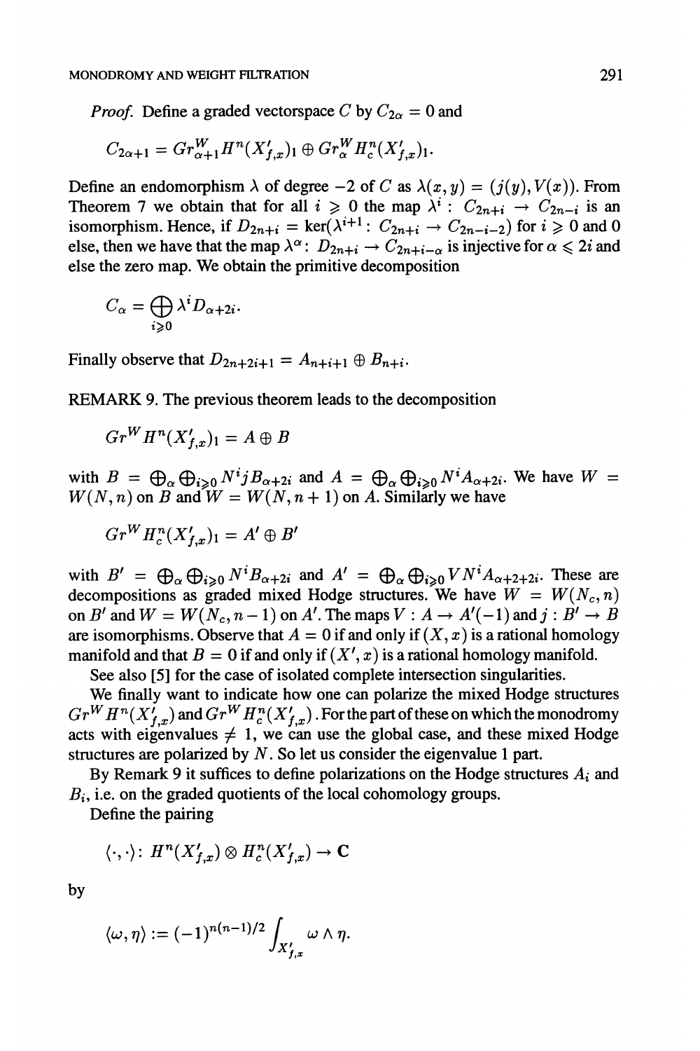*Proof.* Define a graded vectorspace $C$ by $C_{2\alpha} = 0$ and

$$C_{2\alpha+1} = Gr^W_{\alpha+1}H^n(X'_{f,x})_1 \oplus Gr^W_\alpha H^n_c(X'_{f,x})_1.$$

Define an endomorphism $\lambda$ of degree $-2$ of $C$ as $\lambda(x,y) = (j(y), V(x))$. From Theorem 7 we obtain that for all $i \geqslant 0$ the map $\lambda^i : C_{2n+i} \to C_{2n-i}$ is an isomorphism. Hence, if $D_{2n+i} = \ker(\lambda^{i+1} : C_{2n+i} \to C_{2n-i-2})$ for $i \geqslant 0$ and 0 else, then we have that the map $\lambda^\alpha : D_{2n+i} \to C_{2n+i-\alpha}$ is injective for $\alpha \leqslant 2i$ and else the zero map. We obtain the primitive decomposition

$$C_\alpha = \bigoplus_{i \geqslant 0} \lambda^i D_{\alpha+2i}.$$

Finally observe that $D_{2n+2i+1} = A_{n+i+1} \oplus B_{n+i}$.

REMARK 9. The previous theorem leads to the decomposition

$$Gr^W H^n(X'_{f,x})_1 = A \oplus B$$

with $B = \bigoplus_\alpha \bigoplus_{i \geqslant 0} N^i j B_{\alpha+2i}$ and $A = \bigoplus_\alpha \bigoplus_{i \geqslant 0} N^i A_{\alpha+2i}$. We have $W = W(N,n)$ on $B$ and $W = W(N, n+1)$ on $A$. Similarly we have

$$Gr^W H^n_c(X'_{f,x})_1 = A' \oplus B'$$

with $B' = \bigoplus_\alpha \bigoplus_{i \geqslant 0} N^i B_{\alpha+2i}$ and $A' = \bigoplus_\alpha \bigoplus_{i \geqslant 0} V N^i A_{\alpha+2+2i}$. These are decompositions as graded mixed Hodge structures. We have $W = W(N_c, n)$ on $B'$ and $W = W(N_c, n-1)$ on $A'$. The maps $V : A \to A'(-1)$ and $j : B' \to B$ are isomorphisms. Observe that $A = 0$ if and only if $(X, x)$ is a rational homology manifold and that $B = 0$ if and only if $(X', x)$ is a rational homology manifold.

See also [5] for the case of isolated complete intersection singularities.

We finally want to indicate how one can polarize the mixed Hodge structures $Gr^W H^n(X'_{f,x})$ and $Gr^W H^n_c(X'_{f,x})$. For the part of these on which the monodromy acts with eigenvalues $\neq 1$, we can use the global case, and these mixed Hodge structures are polarized by $N$. So let us consider the eigenvalue 1 part.

By Remark 9 it suffices to define polarizations on the Hodge structures $A_i$ and $B_i$, i.e. on the graded quotients of the local cohomology groups.

Define the pairing

$$\langle \cdot, \cdot \rangle : H^n(X'_{f,x}) \otimes H^n_c(X'_{f,x}) \to \mathbf{C}$$

by

$$\langle \omega, \eta \rangle := (-1)^{n(n-1)/2} \int_{X'_{f,x}} \omega \wedge \eta.$$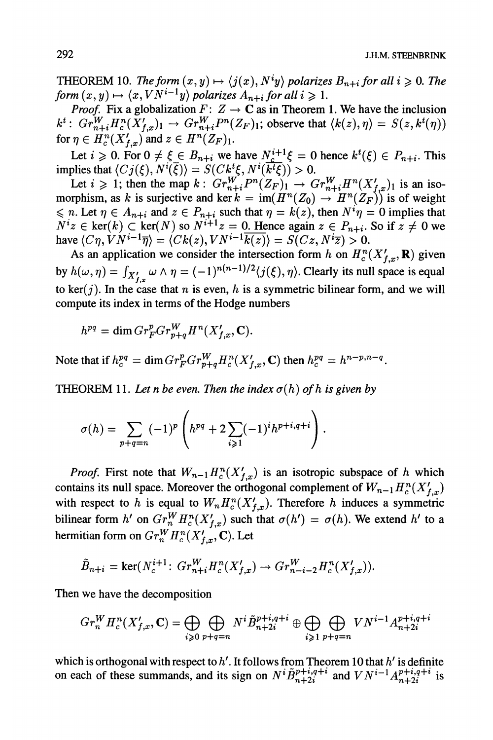THEOREM 10. *The form* $(x, y) \mapsto \langle j(x), N^i y\rangle$ *polarizes* $B_{n+i}$ *for all* $i \geqslant 0$. *The form* $(x, y) \mapsto \langle x, VN^{i-1}y\rangle$ *polarizes* $A_{n+i}$ *for all* $i \geqslant 1$.

*Proof.* Fix a globalization $F\colon Z \to \mathbf{C}$ as in Theorem 1. We have the inclusion $k^t\colon Gr^W_{n+i}H^n_c(X'_{f,x})_1 \to Gr^W_{n+i}P^n(Z_F)_1$; observe that $\langle k(z), \eta\rangle = S(z, k^t(\eta))$ for $\eta \in H^n_c(X'_{f,x})$ and $z \in H^n(Z_F)_1$.

Let $i \geqslant 0$. For $0 \neq \xi \in B_{n+i}$ we have $N_c^{i+1}\xi = 0$ hence $k^t(\xi) \in P_{n+i}$. This implies that $\langle Cj(\xi), N^i(\overline{\xi})\rangle = S(Ck^t\xi, N^i(\overline{k^t\xi})) > 0$.

Let $i \geqslant 1$; then the map $k\colon Gr^W_{n+i}P^n(Z_F)_1 \to Gr^W_{n+i}H^n(X'_{f,x})_1$ is an isomorphism, as $k$ is surjective and $\ker k = \operatorname{im}(H^n(Z_0) \to H^n(Z_F))$ is of weight $\leqslant n$. Let $\eta \in A_{n+i}$ and $z \in P_{n+i}$ such that $\eta = k(z)$, then $N^i\eta = 0$ implies that $N^i z \in \ker(k) \subset \ker(N)$ so $N^{i+1}z = 0$. Hence again $z \in P_{n+i}$. So if $z \neq 0$ we have $\langle C\eta, VN^{i-1}\overline{\eta}\rangle = \langle Ck(z), VN^{i-1}\overline{k(z)}\rangle = S(Cz, N^i\overline{z}) > 0$.

As an application we consider the intersection form $h$ on $H^n_c(X'_{f,x}, \mathbf{R})$ given by $h(\omega, \eta) = \int_{X'_{f,x}} \omega \wedge \eta = (-1)^{n(n-1)/2}\langle j(\xi), \eta\rangle$. Clearly its null space is equal to $\ker(j)$. In the case that $n$ is even, $h$ is a symmetric bilinear form, and we will compute its index in terms of the Hodge numbers

$$h^{pq} = \dim Gr^p_F Gr^W_{p+q} H^n(X'_{f,x}, \mathbf{C}).$$

Note that if $h^{pq}_c = \dim Gr^p_F Gr^W_{p+q} H^n_c(X'_{f,x}, \mathbf{C})$ then $h^{pq}_c = h^{n-p,n-q}$.

THEOREM 11. *Let* $n$ *be even. Then the index* $\sigma(h)$ *of* $h$ *is given by*

$$\sigma(h) = \sum_{p+q=n} (-1)^p \left( h^{pq} + 2\sum_{i\geqslant 1}(-1)^i h^{p+i,q+i} \right).$$

*Proof.* First note that $W_{n-1}H^n_c(X'_{f,x})$ is an isotropic subspace of $h$ which contains its null space. Moreover the orthogonal complement of $W_{n-1}H^n_c(X'_{f,x})$ with respect to $h$ is equal to $W_n H^n_c(X'_{f,x})$. Therefore $h$ induces a symmetric bilinear form $h'$ on $Gr^W_n H^n_c(X'_{f,x})$ such that $\sigma(h') = \sigma(h)$. We extend $h'$ to a hermitian form on $Gr^W_n H^n_c(X'_{f,x}, \mathbf{C})$. Let

$$\tilde{B}_{n+i} = \ker(N_c^{i+1}\colon Gr^W_{n+i}H^n_c(X'_{f,x}) \to Gr^W_{n-i-2}H^n_c(X'_{f,x})).$$

Then we have the decomposition

$$Gr^W_n H^n_c(X'_{f,x}, \mathbf{C}) = \bigoplus_{i\geqslant 0}\bigoplus_{p+q=n} N^i\tilde{B}^{p+i,q+i}_{n+2i} \oplus \bigoplus_{i\geqslant 1}\bigoplus_{p+q=n} VN^{i-1}A^{p+i,q+i}_{n+2i}$$

which is orthogonal with respect to $h'$. It follows from Theorem 10 that $h'$ is definite on each of these summands, and its sign on $N^i\tilde{B}^{p+i,q+i}_{n+2i}$ and $VN^{i-1}A^{p+i,q+i}_{n+2i}$ is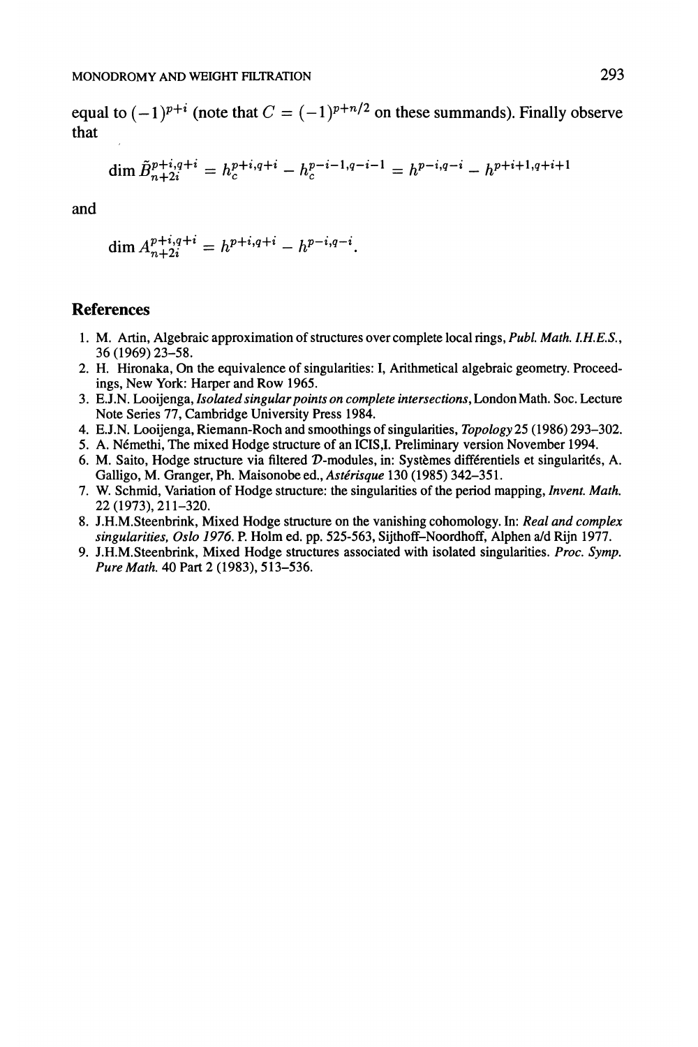equal to $(-1)^{p+i}$ (note that $C = (-1)^{p+n/2}$ on these summands). Finally observe that

$$\dim \tilde{B}^{p+i,q+i}_{n+2i} = h_c^{p+i,q+i} - h_c^{p-i-1,q-i-1} = h^{p-i,q-i} - h^{p+i+1,q+i+1}$$

and

$$\dim A^{p+i,q+i}_{n+2i} = h^{p+i,q+i} - h^{p-i,q-i}.$$

## References

1. M. Artin, Algebraic approximation of structures over complete local rings, *Publ. Math. I.H.E.S.*, 36 (1969) 23–58.
2. H. Hironaka, On the equivalence of singularities: I, Arithmetical algebraic geometry. Proceedings, New York: Harper and Row 1965.
3. E.J.N. Looijenga, *Isolated singular points on complete intersections*, London Math. Soc. Lecture Note Series 77, Cambridge University Press 1984.
4. E.J.N. Looijenga, Riemann-Roch and smoothings of singularities, *Topology* 25 (1986) 293–302.
5. A. Némethi, The mixed Hodge structure of an ICIS,I. Preliminary version November 1994.
6. M. Saito, Hodge structure via filtered $\mathcal{D}$-modules, in: Systèmes différentiels et singularités, A. Galligo, M. Granger, Ph. Maisonobe ed., *Astérisque* 130 (1985) 342–351.
7. W. Schmid, Variation of Hodge structure: the singularities of the period mapping, *Invent. Math.* 22 (1973), 211–320.
8. J.H.M.Steenbrink, Mixed Hodge structure on the vanishing cohomology. In: *Real and complex singularities, Oslo 1976*. P. Holm ed. pp. 525-563, Sijthoff–Noordhoff, Alphen a/d Rijn 1977.
9. J.H.M.Steenbrink, Mixed Hodge structures associated with isolated singularities. *Proc. Symp. Pure Math.* 40 Part 2 (1983), 513–536.